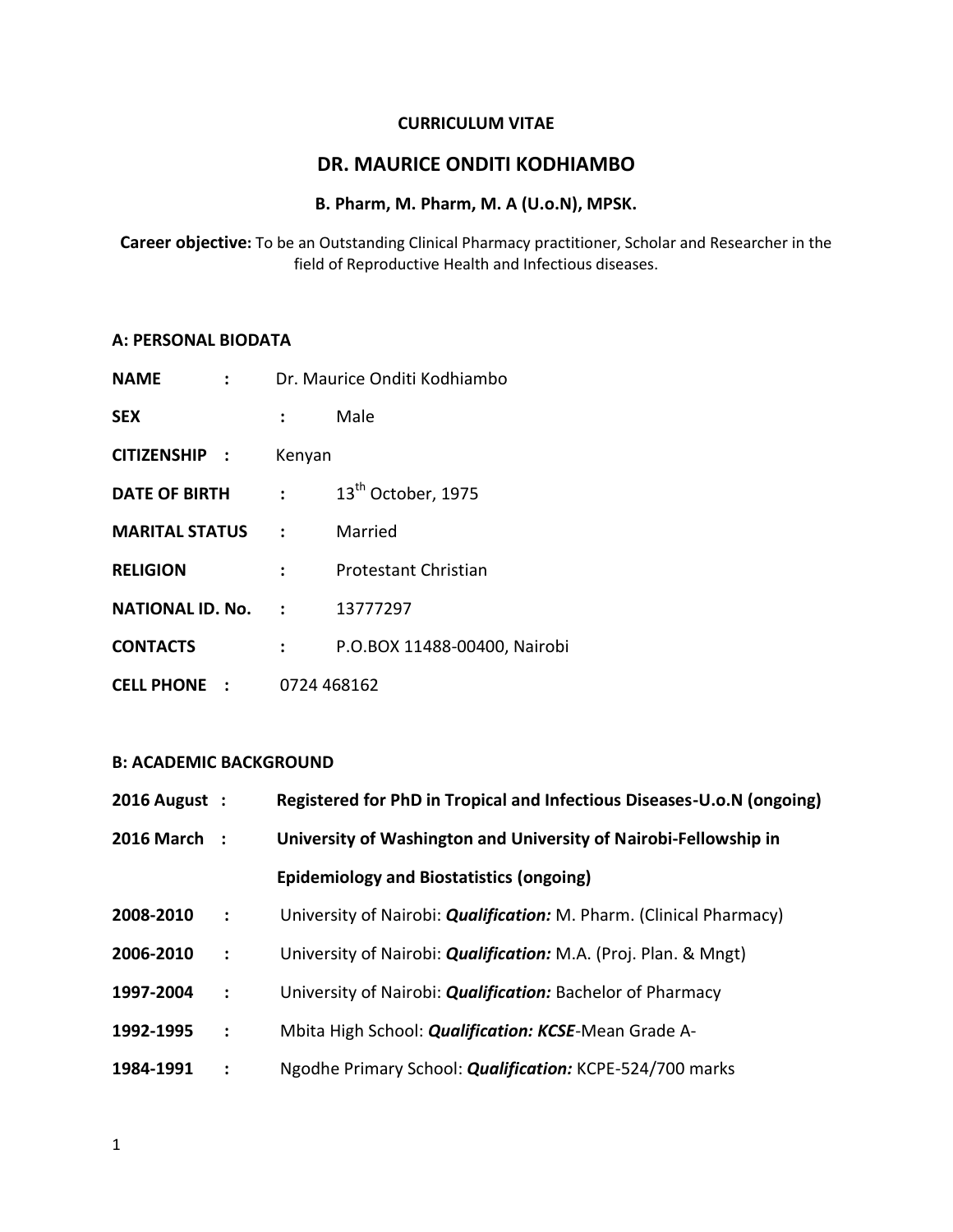**CURRICULUM VITAE**

# DR. MAURICE ONDITI KODHIAMBO

**B. Pharm, M. Pharm, M. A (U.o.N), MPSK.**

**Career objective:** To be an Outstanding Clinical Pharmacy practitioner, Scholar and Researcher in the field of Reproductive Health and Infectious diseases.

## A: PERSONAL BIODATA

| | | |
|---|---|---|
| **NAME** | : | Dr. Maurice Onditi Kodhiambo |
| **SEX** | : | Male |
| **CITIZENSHIP** | : | Kenyan |
| **DATE OF BIRTH** | : | 13th October, 1975 |
| **MARITAL STATUS** | : | Married |
| **RELIGION** | : | Protestant Christian |
| **NATIONAL ID. No.** | : | 13777297 |
| **CONTACTS** | : | P.O.BOX 11488-00400, Nairobi |
| **CELL PHONE** | : | 0724 468162 |

## B: ACADEMIC BACKGROUND

| | | |
|---|---|---|
| **2016 August** | : | **Registered for PhD in Tropical and Infectious Diseases-U.o.N (ongoing)** |
| **2016 March** | : | **University of Washington and University of Nairobi-Fellowship in Epidemiology and Biostatistics (ongoing)** |
| **2008-2010** | : | University of Nairobi: ***Qualification:*** M. Pharm. (Clinical Pharmacy) |
| **2006-2010** | : | University of Nairobi: ***Qualification:*** M.A. (Proj. Plan. & Mngt) |
| **1997-2004** | : | University of Nairobi: ***Qualification:*** Bachelor of Pharmacy |
| **1992-1995** | : | Mbita High School: ***Qualification: KCSE***-Mean Grade A- |
| **1984-1991** | : | Ngodhe Primary School: ***Qualification:*** KCPE-524/700 marks |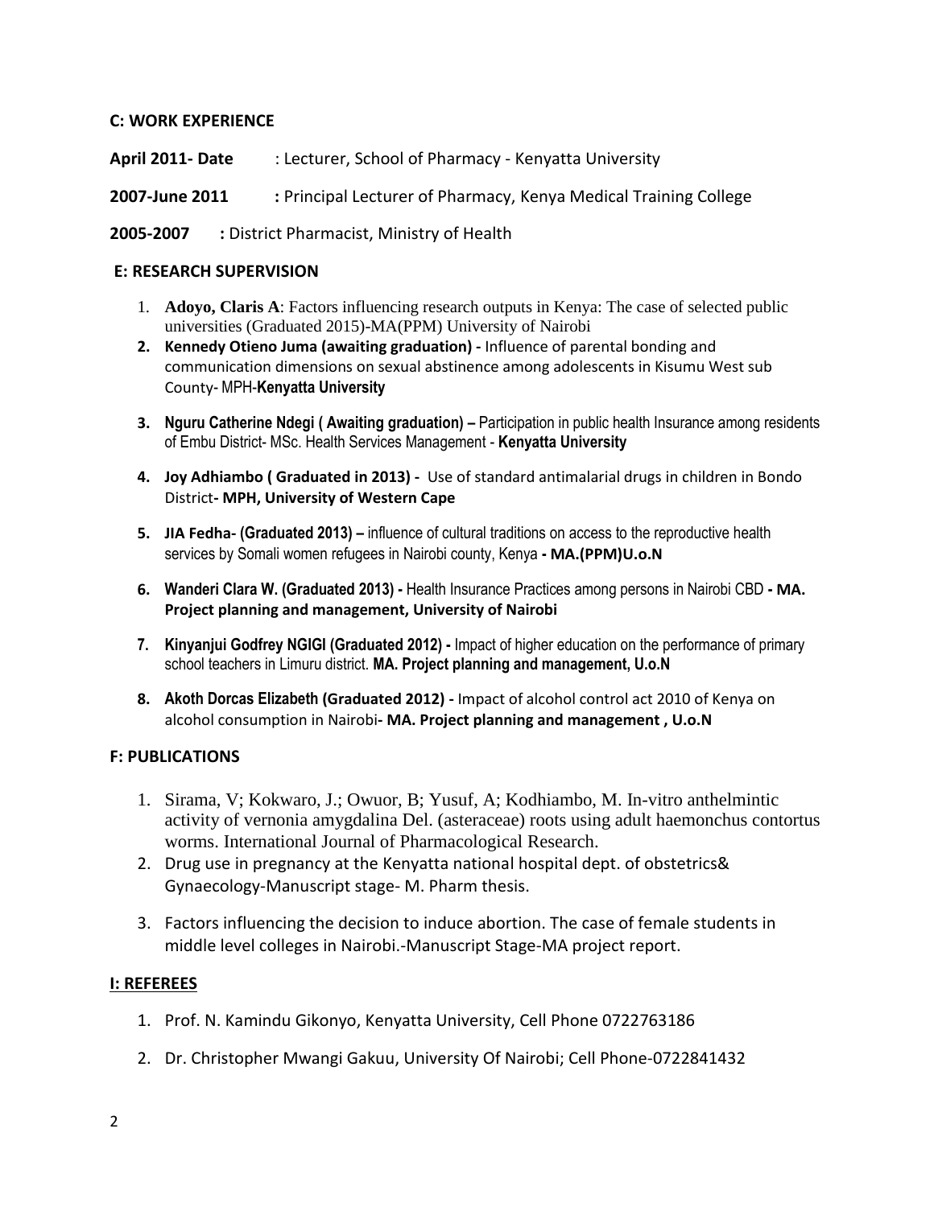**C: WORK EXPERIENCE**

**April 2011- Date** : Lecturer, School of Pharmacy - Kenyatta University

**2007-June 2011** **:** Principal Lecturer of Pharmacy, Kenya Medical Training College

**2005-2007** **:** District Pharmacist, Ministry of Health

**E: RESEARCH SUPERVISION**

1. **Adoyo, Claris A**: Factors influencing research outputs in Kenya: The case of selected public universities (Graduated 2015)-MA(PPM) University of Nairobi
2. **Kennedy Otieno Juma (awaiting graduation) -** Influence of parental bonding and communication dimensions on sexual abstinence among adolescents in Kisumu West sub County- MPH-**Kenyatta University**
3. **Nguru Catherine Ndegi ( Awaiting graduation) –** Participation in public health Insurance among residents of Embu District- MSc. Health Services Management - **Kenyatta University**
4. **Joy Adhiambo ( Graduated in 2013) -** Use of standard antimalarial drugs in children in Bondo District**- MPH, University of Western Cape**
5. **JIA Fedha- (Graduated 2013) –** influence of cultural traditions on access to the reproductive health services by Somali women refugees in Nairobi county, Kenya **- MA.(PPM)U.o.N**
6. **Wanderi Clara W. (Graduated 2013) -** Health Insurance Practices among persons in Nairobi CBD **- MA. Project planning and management, University of Nairobi**
7. **Kinyanjui Godfrey NGIGI (Graduated 2012) -** Impact of higher education on the performance of primary school teachers in Limuru district. **MA. Project planning and management, U.o.N**
8. **Akoth Dorcas Elizabeth (Graduated 2012) -** Impact of alcohol control act 2010 of Kenya on alcohol consumption in Nairobi**- MA. Project planning and management , U.o.N**

**F: PUBLICATIONS**

1. Sirama, V; Kokwaro, J.; Owuor, B; Yusuf, A; Kodhiambo, M. In-vitro anthelmintic activity of vernonia amygdalina Del. (asteraceae) roots using adult haemonchus contortus worms. International Journal of Pharmacological Research.
2. Drug use in pregnancy at the Kenyatta national hospital dept. of obstetrics& Gynaecology-Manuscript stage- M. Pharm thesis.
3. Factors influencing the decision to induce abortion. The case of female students in middle level colleges in Nairobi.-Manuscript Stage-MA project report.

**I: REFEREES**

1. Prof. N. Kamindu Gikonyo, Kenyatta University, Cell Phone 0722763186
2. Dr. Christopher Mwangi Gakuu, University Of Nairobi; Cell Phone-0722841432